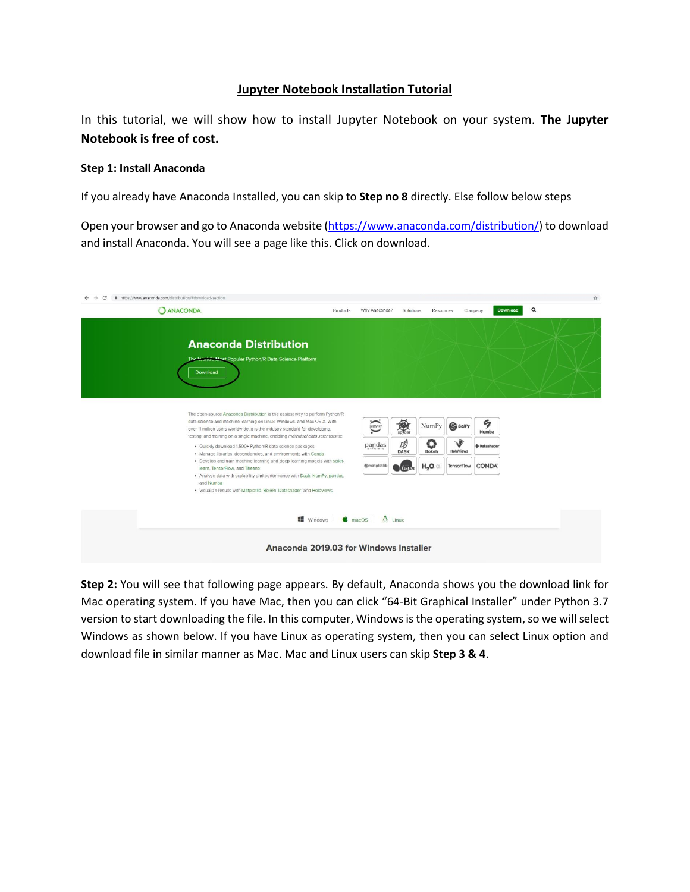# Jupyter Notebook Installation Tutorial

In this tutorial, we will show how to install Jupyter Notebook on your system. **The Jupyter Notebook is free of cost.**

### Step 1: Install Anaconda

If you already have Anaconda Installed, you can skip to **Step no 8** directly. Else follow below steps

Open your browser and go to Anaconda website (https://www.anaconda.com/distribution/) to download and install Anaconda. You will see a page like this. Click on download.

**Step 2:** You will see that following page appears. By default, Anaconda shows you the download link for Mac operating system. If you have Mac, then you can click "64-Bit Graphical Installer" under Python 3.7 version to start downloading the file. In this computer, Windows is the operating system, so we will select Windows as shown below. If you have Linux as operating system, then you can select Linux option and download file in similar manner as Mac. Mac and Linux users can skip **Step 3 & 4**.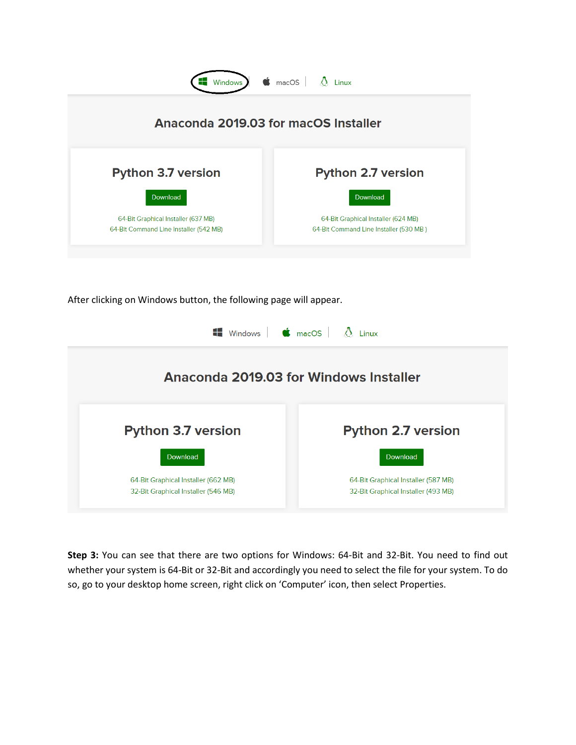Windows | macOS | Linux

## Anaconda 2019.03 for macOS Installer

| Python 3.7 version | Python 2.7 version |
| --- | --- |
| Download | Download |
| 64-Bit Graphical Installer (637 MB) | 64-Bit Graphical Installer (624 MB) |
| 64-Bit Command Line Installer (542 MB) | 64-Bit Command Line Installer (530 MB ) |

After clicking on Windows button, the following page will appear.

Windows | macOS | Linux

## Anaconda 2019.03 for Windows Installer

| Python 3.7 version | Python 2.7 version |
| --- | --- |
| Download | Download |
| 64-Bit Graphical Installer (662 MB) | 64-Bit Graphical Installer (587 MB) |
| 32-Bit Graphical Installer (546 MB) | 32-Bit Graphical Installer (493 MB) |

**Step 3:** You can see that there are two options for Windows: 64-Bit and 32-Bit. You need to find out whether your system is 64-Bit or 32-Bit and accordingly you need to select the file for your system. To do so, go to your desktop home screen, right click on 'Computer' icon, then select Properties.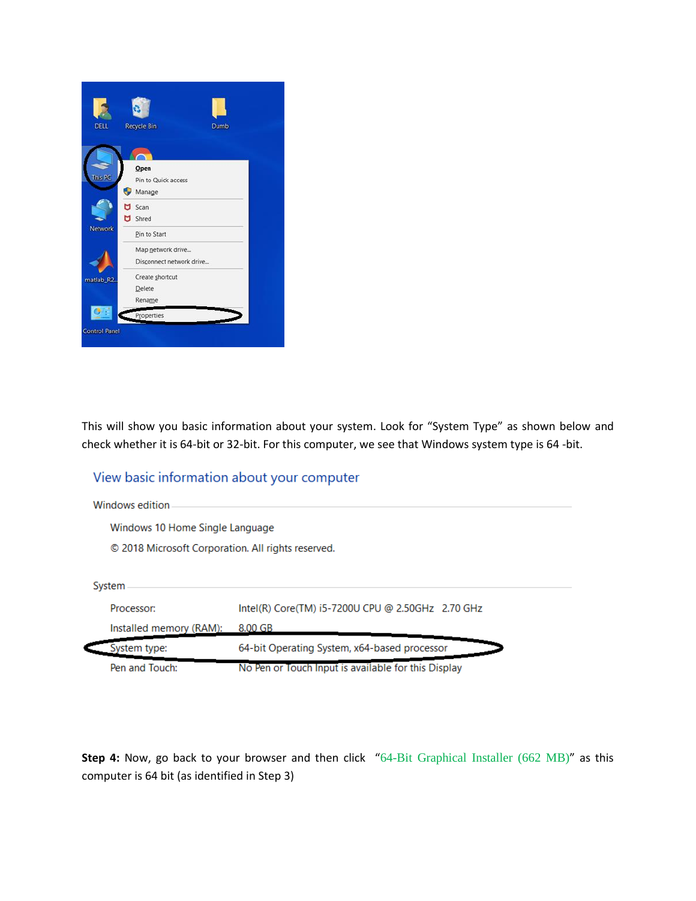This will show you basic information about your system. Look for "System Type" as shown below and check whether it is 64-bit or 32-bit. For this computer, we see that Windows system type is 64 -bit.

**Step 4:** Now, go back to your browser and then click "64-Bit Graphical Installer (662 MB)" as this computer is 64 bit (as identified in Step 3)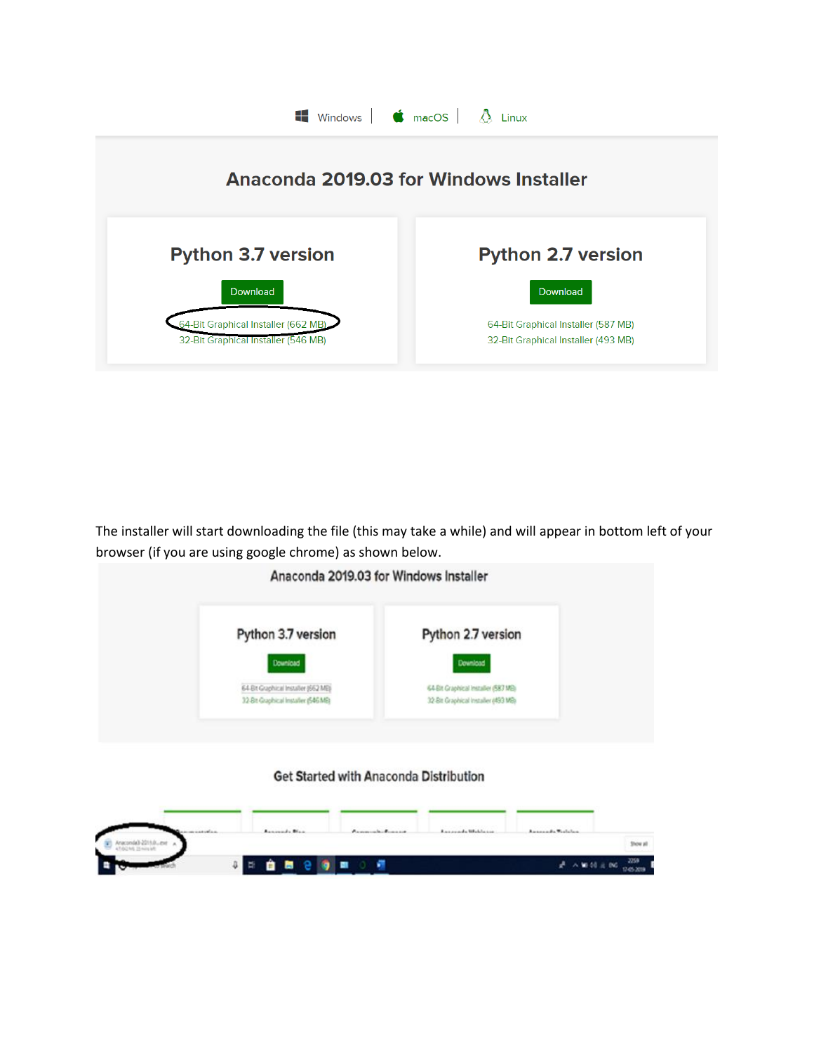Windows | macOS | Linux

## Anaconda 2019.03 for Windows Installer

### Python 3.7 version

Download

64-Bit Graphical Installer (662 MB)

32-Bit Graphical Installer (546 MB)

### Python 2.7 version

Download

64-Bit Graphical Installer (587 MB)

32-Bit Graphical Installer (493 MB)

The installer will start downloading the file (this may take a while) and will appear in bottom left of your browser (if you are using google chrome) as shown below.

Anaconda 2019.03 for Windows Installer

Python 3.7 version

Download

64-Bit Graphical Installer (662 MB)

32-Bit Graphical Installer (546 MB)

Python 2.7 version

Download

64-Bit Graphical Installer (587 MB)

32-Bit Graphical Installer (493 MB)

Get Started with Anaconda Distribution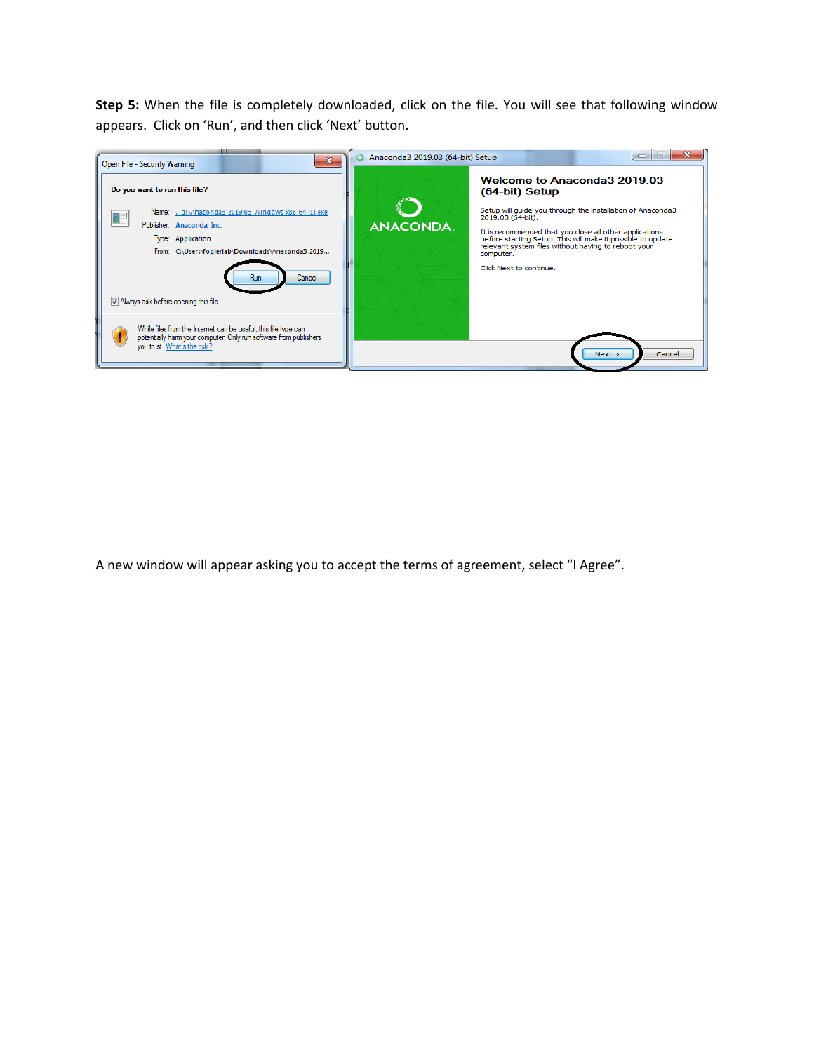**Step 5:** When the file is completely downloaded, click on the file. You will see that following window appears. Click on 'Run', and then click 'Next' button.

A new window will appear asking you to accept the terms of agreement, select "I Agree".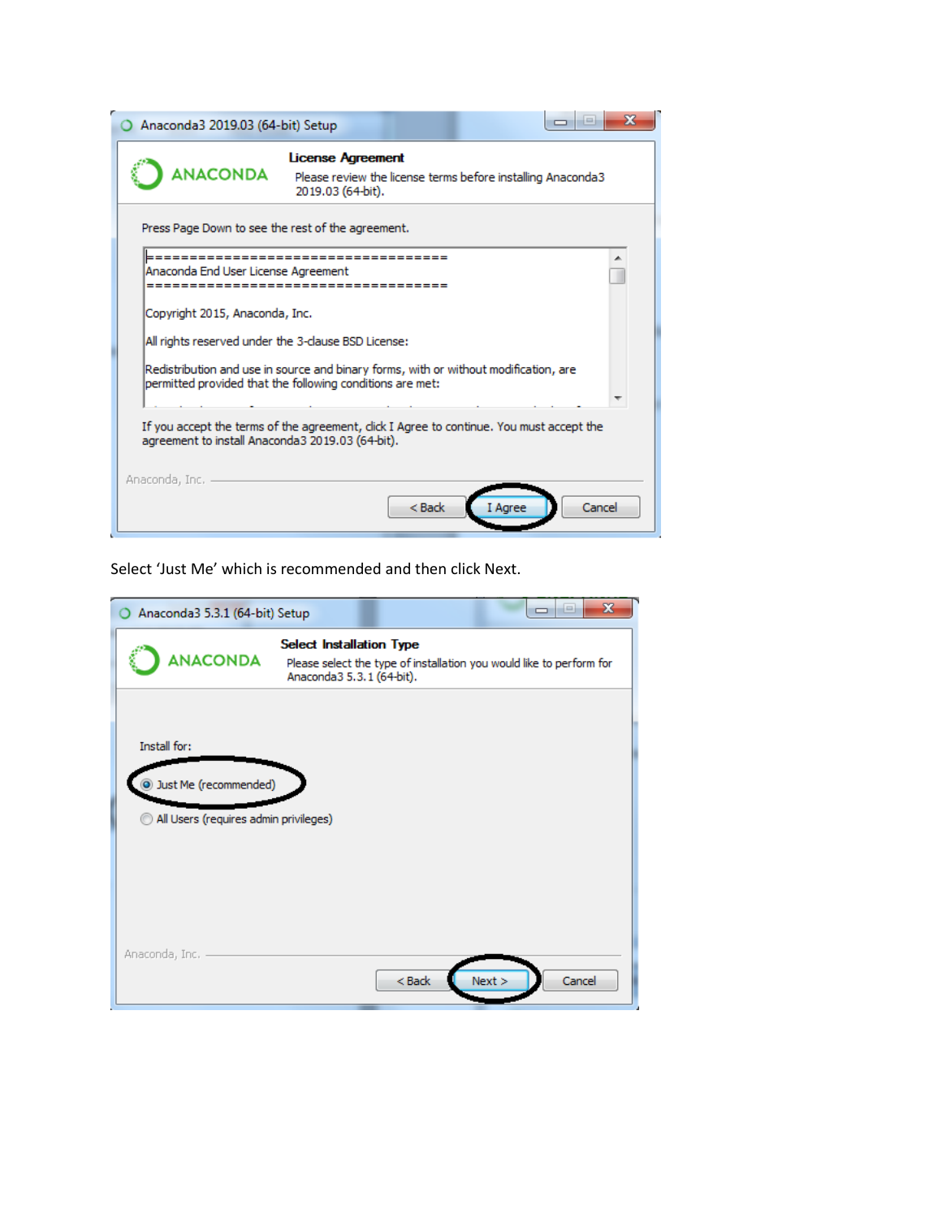Anaconda3 2019.03 (64-bit) Setup

**License Agreement**

Please review the license terms before installing Anaconda3 2019.03 (64-bit).

Press Page Down to see the rest of the agreement.

```
====================================
Anaconda End User License Agreement
====================================

Copyright 2015, Anaconda, Inc.

All rights reserved under the 3-clause BSD License:

Redistribution and use in source and binary forms, with or without modification, are
permitted provided that the following conditions are met:
```

If you accept the terms of the agreement, click I Agree to continue. You must accept the agreement to install Anaconda3 2019.03 (64-bit).

Anaconda, Inc.

< Back | I Agree | Cancel

Select 'Just Me' which is recommended and then click Next.

Anaconda3 5.3.1 (64-bit) Setup

**Select Installation Type**

Please select the type of installation you would like to perform for Anaconda3 5.3.1 (64-bit).

Install for:

- Just Me (recommended)
- All Users (requires admin privileges)

Anaconda, Inc.

< Back | Next > | Cancel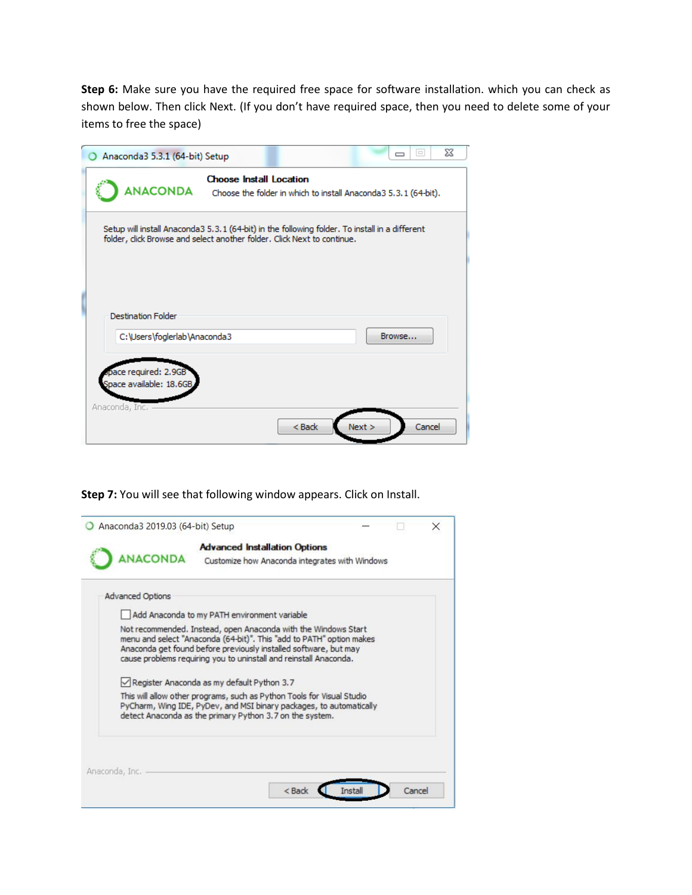**Step 6:** Make sure you have the required free space for software installation. which you can check as shown below. Then click Next. (If you don't have required space, then you need to delete some of your items to free the space)

**Step 7:** You will see that following window appears. Click on Install.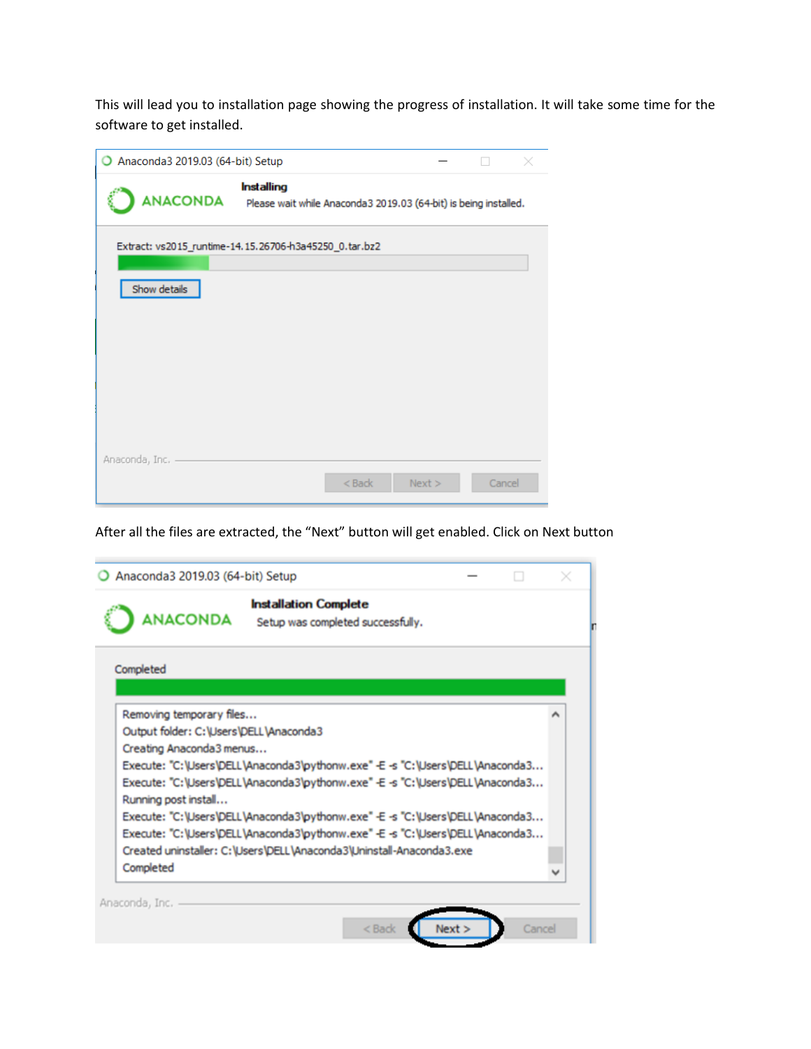This will lead you to installation page showing the progress of installation. It will take some time for the software to get installed.

After all the files are extracted, the "Next" button will get enabled. Click on Next button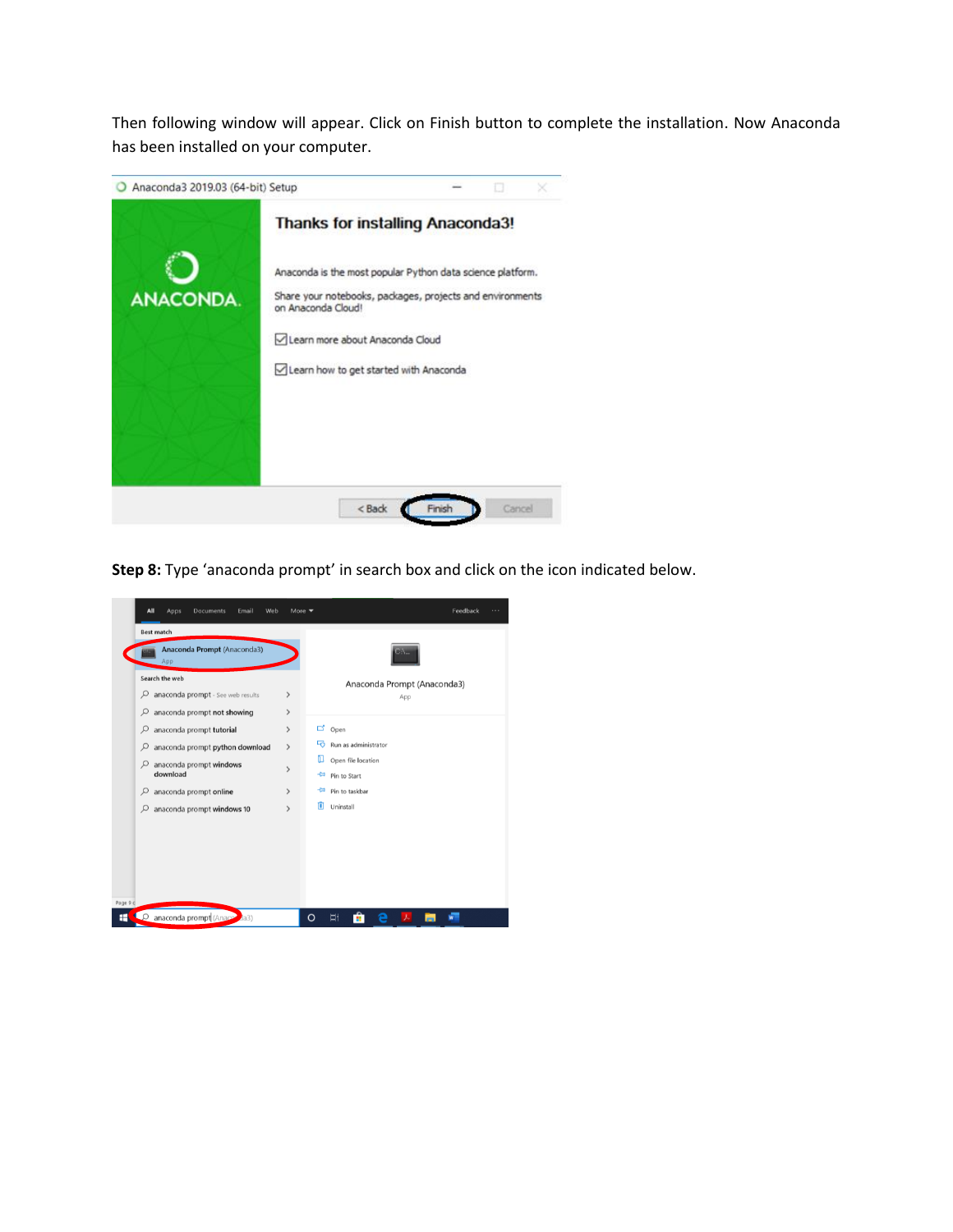Then following window will appear. Click on Finish button to complete the installation. Now Anaconda has been installed on your computer.

**Step 8:** Type 'anaconda prompt' in search box and click on the icon indicated below.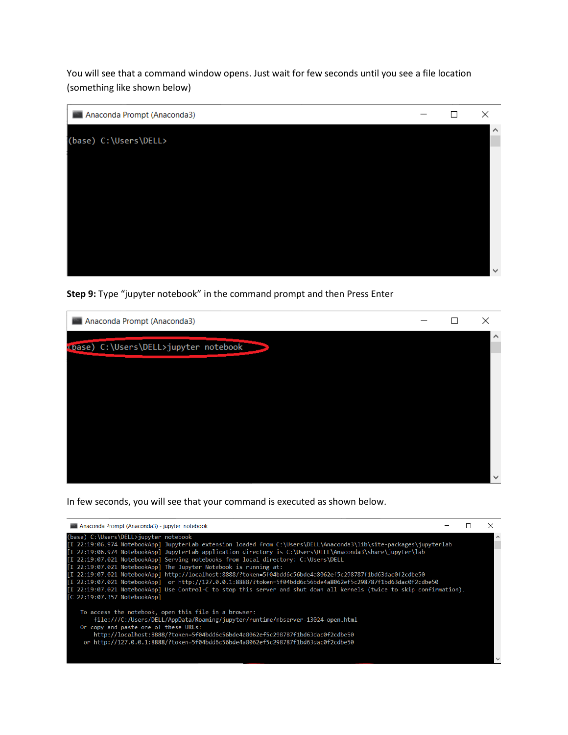You will see that a command window opens. Just wait for few seconds until you see a file location (something like shown below)

```
Anaconda Prompt (Anaconda3)

(base) C:\Users\DELL>
```

**Step 9:** Type “jupyter notebook” in the command prompt and then Press Enter

```
Anaconda Prompt (Anaconda3)

(base) C:\Users\DELL>jupyter notebook
```

In few seconds, you will see that your command is executed as shown below.

```
Anaconda Prompt (Anaconda3) - jupyter notebook

(base) C:\Users\DELL>jupyter notebook
[I 22:19:06.974 NotebookApp] JupyterLab extension loaded from C:\Users\DELL\Anaconda3\lib\site-packages\jupyterlab
[I 22:19:06.974 NotebookApp] JupyterLab application directory is C:\Users\DELL\Anaconda3\share\jupyter\lab
[I 22:19:07.021 NotebookApp] Serving notebooks from local directory: C:\Users\DELL
[I 22:19:07.021 NotebookApp] The Jupyter Notebook is running at:
[I 22:19:07.021 NotebookApp] http://localhost:8888/?token=5f04bdd6c56bde4a8062ef5c298787f1bd63dac0f2cdbe50
[I 22:19:07.021 NotebookApp]  or http://127.0.0.1:8888/?token=5f04bdd6c56bde4a8062ef5c298787f1bd63dac0f2cdbe50
[I 22:19:07.021 NotebookApp] Use Control-C to stop this server and shut down all kernels (twice to skip confirmation).
[C 22:19:07.357 NotebookApp]

    To access the notebook, open this file in a browser:
        file:///C:/Users/DELL/AppData/Roaming/jupyter/runtime/nbserver-13024-open.html
    Or copy and paste one of these URLs:
        http://localhost:8888/?token=5f04bdd6c56bde4a8062ef5c298787f1bd63dac0f2cdbe50
     or http://127.0.0.1:8888/?token=5f04bdd6c56bde4a8062ef5c298787f1bd63dac0f2cdbe50
```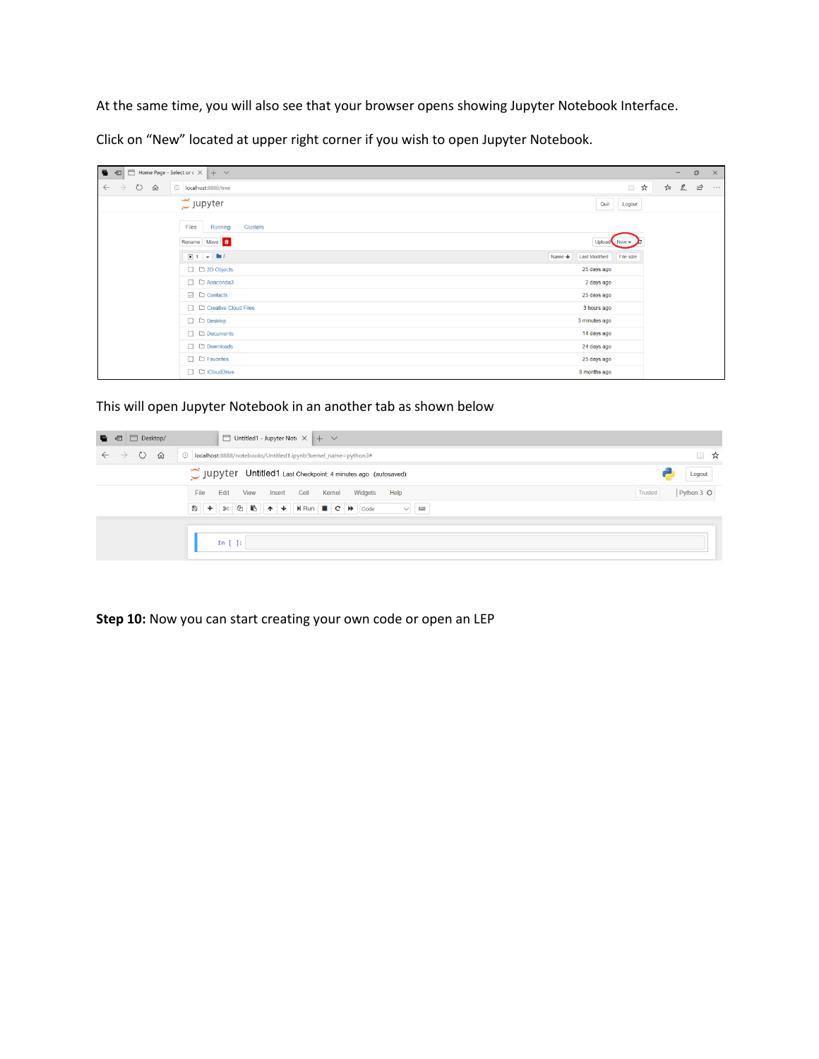At the same time, you will also see that your browser opens showing Jupyter Notebook Interface.

Click on “New” located at upper right corner if you wish to open Jupyter Notebook.

This will open Jupyter Notebook in an another tab as shown below

**Step 10:** Now you can start creating your own code or open an LEP